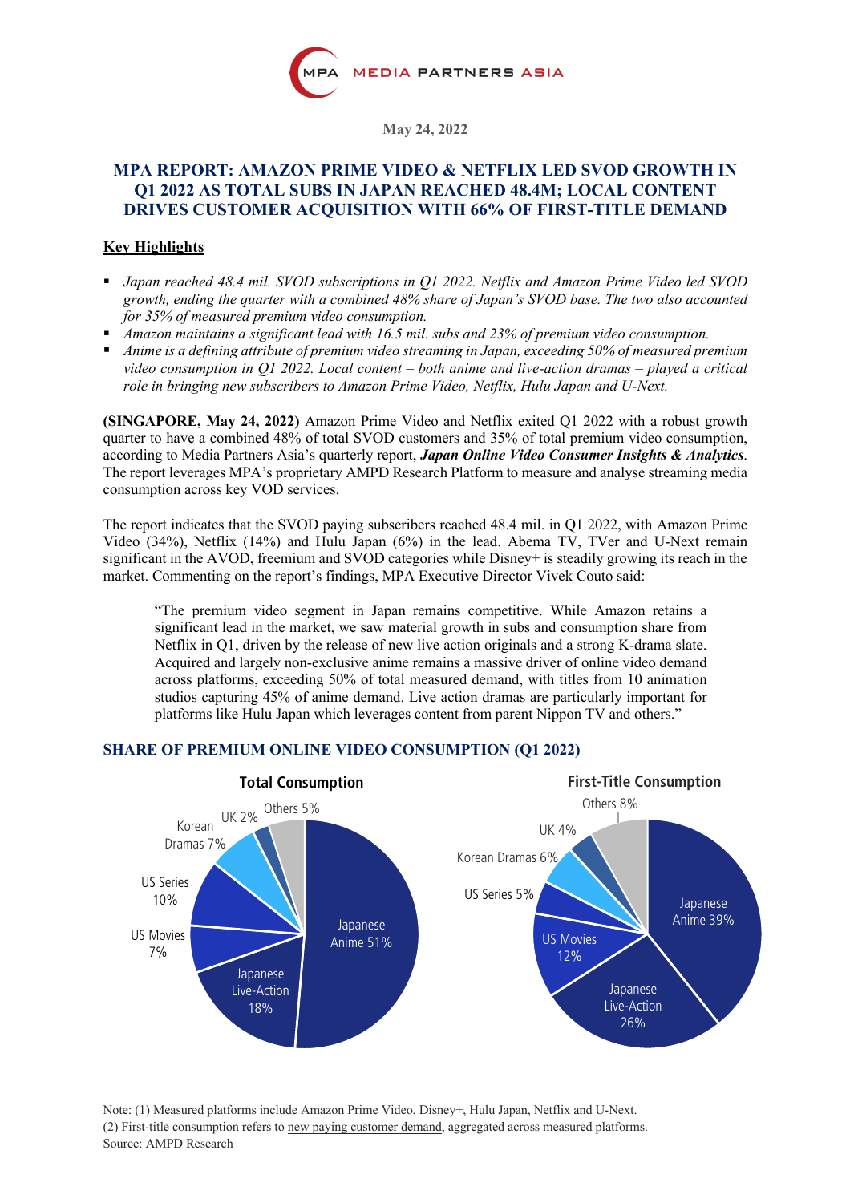MPA MEDIA PARTNERS ASIA

**May 24, 2022**

## MPA REPORT: AMAZON PRIME VIDEO & NETFLIX LED SVOD GROWTH IN Q1 2022 AS TOTAL SUBS IN JAPAN REACHED 48.4M; LOCAL CONTENT DRIVES CUSTOMER ACQUISITION WITH 66% OF FIRST-TITLE DEMAND

### Key Highlights

- *Japan reached 48.4 mil. SVOD subscriptions in Q1 2022. Netflix and Amazon Prime Video led SVOD growth, ending the quarter with a combined 48% share of Japan's SVOD base. The two also accounted for 35% of measured premium video consumption.*
- *Amazon maintains a significant lead with 16.5 mil. subs and 23% of premium video consumption.*
- *Anime is a defining attribute of premium video streaming in Japan, exceeding 50% of measured premium video consumption in Q1 2022. Local content – both anime and live-action dramas – played a critical role in bringing new subscribers to Amazon Prime Video, Netflix, Hulu Japan and U-Next.*

**(SINGAPORE, May 24, 2022)** Amazon Prime Video and Netflix exited Q1 2022 with a robust growth quarter to have a combined 48% of total SVOD customers and 35% of total premium video consumption, according to Media Partners Asia's quarterly report, ***Japan Online Video Consumer Insights & Analytics***. The report leverages MPA's proprietary AMPD Research Platform to measure and analyse streaming media consumption across key VOD services.

The report indicates that the SVOD paying subscribers reached 48.4 mil. in Q1 2022, with Amazon Prime Video (34%), Netflix (14%) and Hulu Japan (6%) in the lead. Abema TV, TVer and U-Next remain significant in the AVOD, freemium and SVOD categories while Disney+ is steadily growing its reach in the market. Commenting on the report's findings, MPA Executive Director Vivek Couto said:

> "The premium video segment in Japan remains competitive. While Amazon retains a significant lead in the market, we saw material growth in subs and consumption share from Netflix in Q1, driven by the release of new live action originals and a strong K-drama slate. Acquired and largely non-exclusive anime remains a massive driver of online video demand across platforms, exceeding 50% of total measured demand, with titles from 10 animation studios capturing 45% of anime demand. Live action dramas are particularly important for platforms like Hulu Japan which leverages content from parent Nippon TV and others."

### SHARE OF PREMIUM ONLINE VIDEO CONSUMPTION (Q1 2022)

**Total Consumption**

| Category | Share |
|---|---|
| Japanese Anime | 51% |
| Japanese Live-Action | 18% |
| US Movies | 7% |
| US Series | 10% |
| Korean Dramas | 7% |
| UK | 2% |
| Others | 5% |

**First-Title Consumption**

| Category | Share |
|---|---|
| Japanese Anime | 39% |
| Japanese Live-Action | 26% |
| US Movies | 12% |
| US Series | 5% |
| Korean Dramas | 6% |
| UK | 4% |
| Others | 8% |

Note: (1) Measured platforms include Amazon Prime Video, Disney+, Hulu Japan, Netflix and U-Next.
(2) First-title consumption refers to new paying customer demand, aggregated across measured platforms.
Source: AMPD Research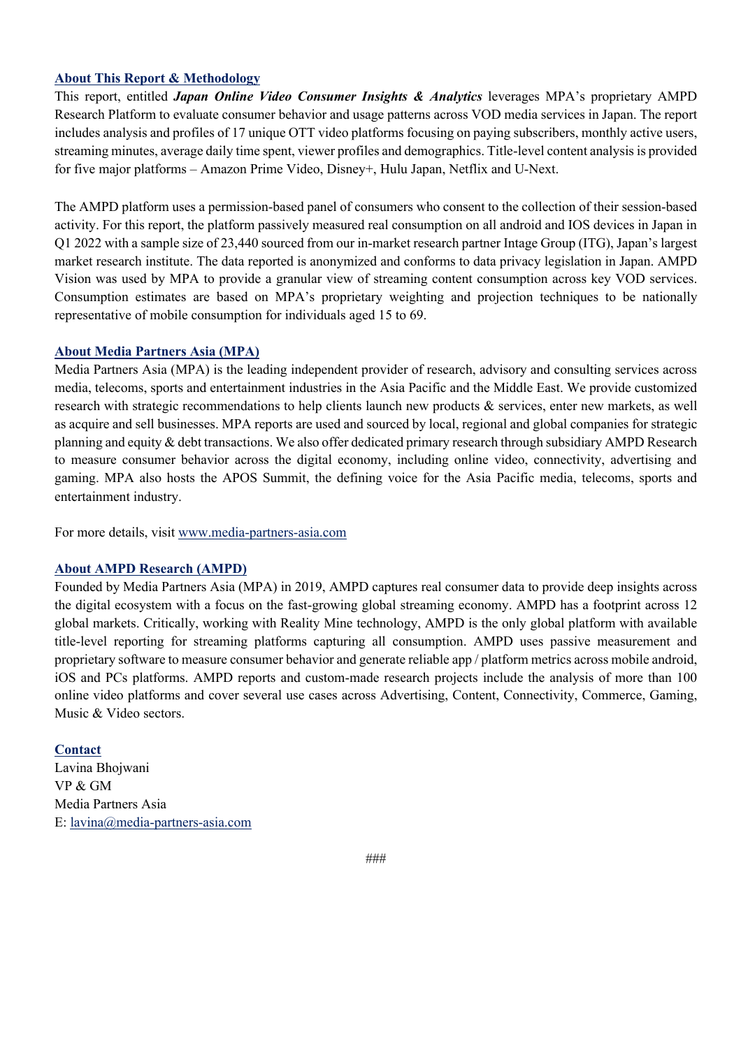## About This Report & Methodology

This report, entitled ***Japan Online Video Consumer Insights & Analytics*** leverages MPA's proprietary AMPD Research Platform to evaluate consumer behavior and usage patterns across VOD media services in Japan. The report includes analysis and profiles of 17 unique OTT video platforms focusing on paying subscribers, monthly active users, streaming minutes, average daily time spent, viewer profiles and demographics. Title-level content analysis is provided for five major platforms – Amazon Prime Video, Disney+, Hulu Japan, Netflix and U-Next.

The AMPD platform uses a permission-based panel of consumers who consent to the collection of their session-based activity. For this report, the platform passively measured real consumption on all android and IOS devices in Japan in Q1 2022 with a sample size of 23,440 sourced from our in-market research partner Intage Group (ITG), Japan's largest market research institute. The data reported is anonymized and conforms to data privacy legislation in Japan. AMPD Vision was used by MPA to provide a granular view of streaming content consumption across key VOD services. Consumption estimates are based on MPA's proprietary weighting and projection techniques to be nationally representative of mobile consumption for individuals aged 15 to 69.

## About Media Partners Asia (MPA)

Media Partners Asia (MPA) is the leading independent provider of research, advisory and consulting services across media, telecoms, sports and entertainment industries in the Asia Pacific and the Middle East. We provide customized research with strategic recommendations to help clients launch new products & services, enter new markets, as well as acquire and sell businesses. MPA reports are used and sourced by local, regional and global companies for strategic planning and equity & debt transactions. We also offer dedicated primary research through subsidiary AMPD Research to measure consumer behavior across the digital economy, including online video, connectivity, advertising and gaming. MPA also hosts the APOS Summit, the defining voice for the Asia Pacific media, telecoms, sports and entertainment industry.

For more details, visit [www.media-partners-asia.com](http://www.media-partners-asia.com)

## About AMPD Research (AMPD)

Founded by Media Partners Asia (MPA) in 2019, AMPD captures real consumer data to provide deep insights across the digital ecosystem with a focus on the fast-growing global streaming economy. AMPD has a footprint across 12 global markets. Critically, working with Reality Mine technology, AMPD is the only global platform with available title-level reporting for streaming platforms capturing all consumption. AMPD uses passive measurement and proprietary software to measure consumer behavior and generate reliable app / platform metrics across mobile android, iOS and PCs platforms. AMPD reports and custom-made research projects include the analysis of more than 100 online video platforms and cover several use cases across Advertising, Content, Connectivity, Commerce, Gaming, Music & Video sectors.

## Contact

Lavina Bhojwani
VP & GM
Media Partners Asia
E: [lavina@media-partners-asia.com](mailto:lavina@media-partners-asia.com)

###